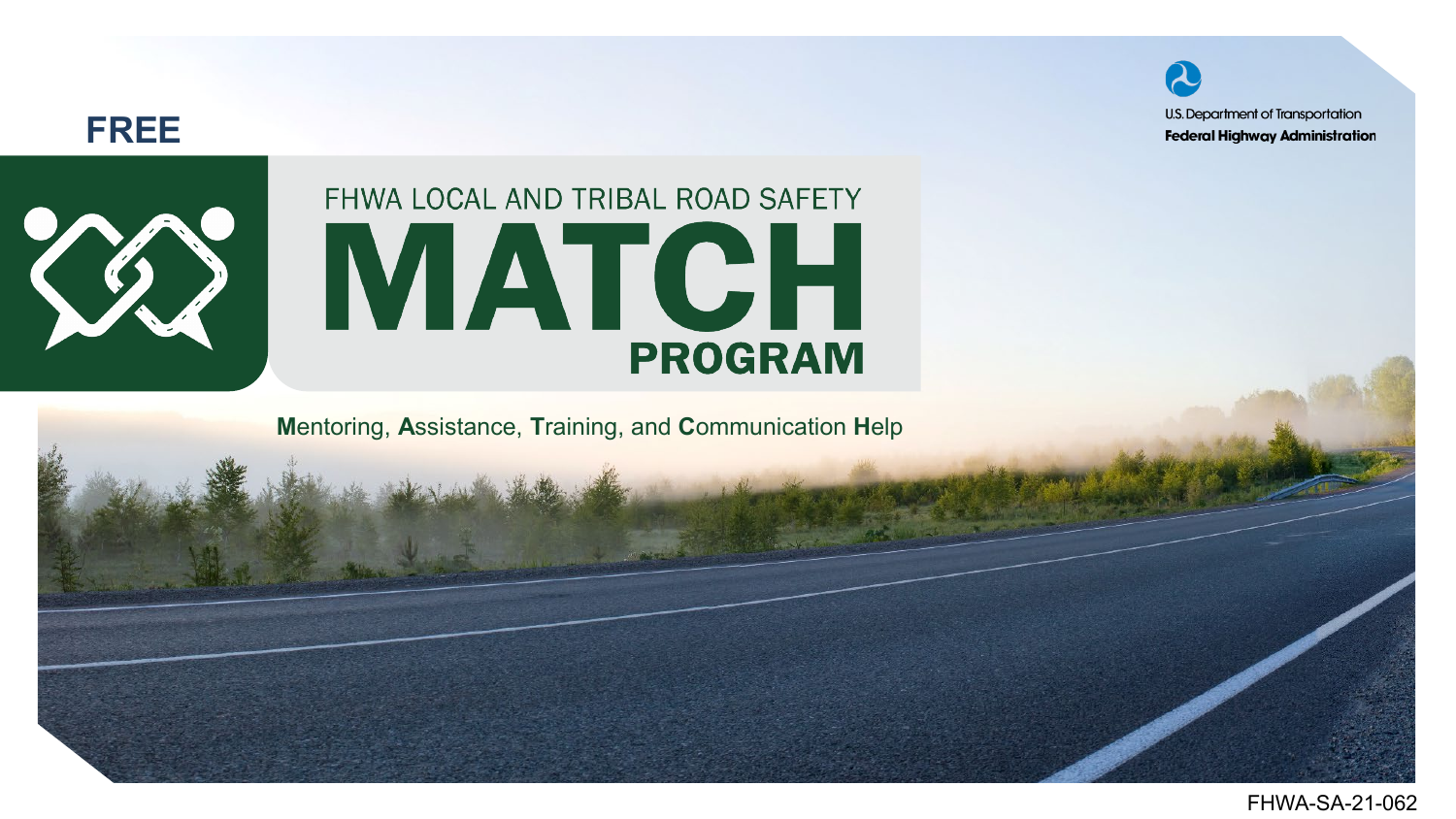FREE

U.S. Department of Transportation
Federal Highway Administration

FHWA LOCAL AND TRIBAL ROAD SAFETY

# MATCH PROGRAM

**M**entoring, **A**ssistance, **T**raining, and **C**ommunication **H**elp

FHWA-SA-21-062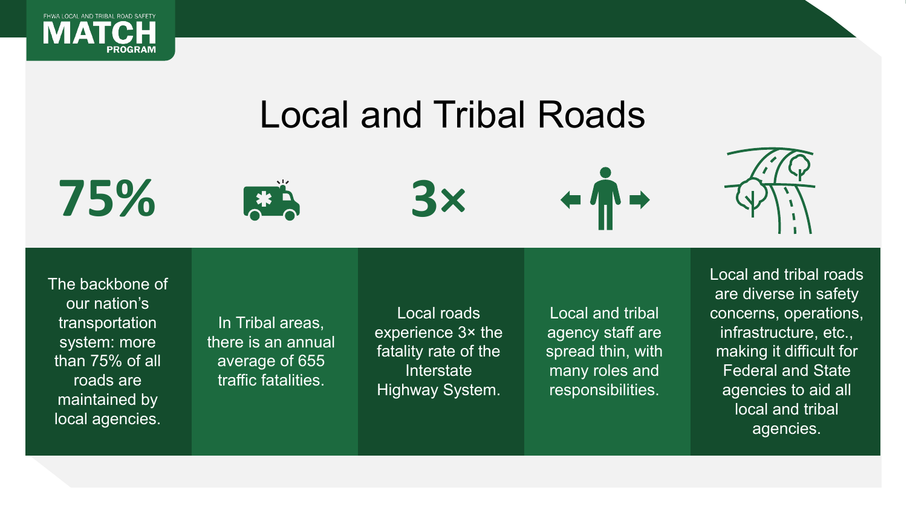# Local and Tribal Roads

**75%**

The backbone of our nation's transportation system: more than 75% of all roads are maintained by local agencies.

In Tribal areas, there is an annual average of 655 traffic fatalities.

**3×**

Local roads experience 3× the fatality rate of the Interstate Highway System.

Local and tribal agency staff are spread thin, with many roles and responsibilities.

Local and tribal roads are diverse in safety concerns, operations, infrastructure, etc., making it difficult for Federal and State agencies to aid all local and tribal agencies.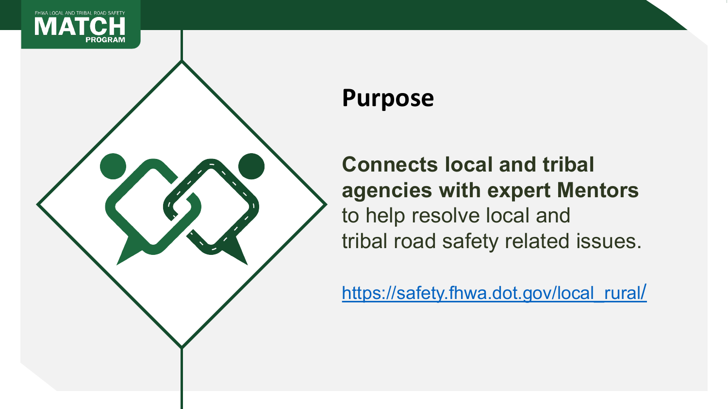# Purpose

**Connects local and tribal agencies with expert Mentors** to help resolve local and tribal road safety related issues.

https://safety.fhwa.dot.gov/local_rural/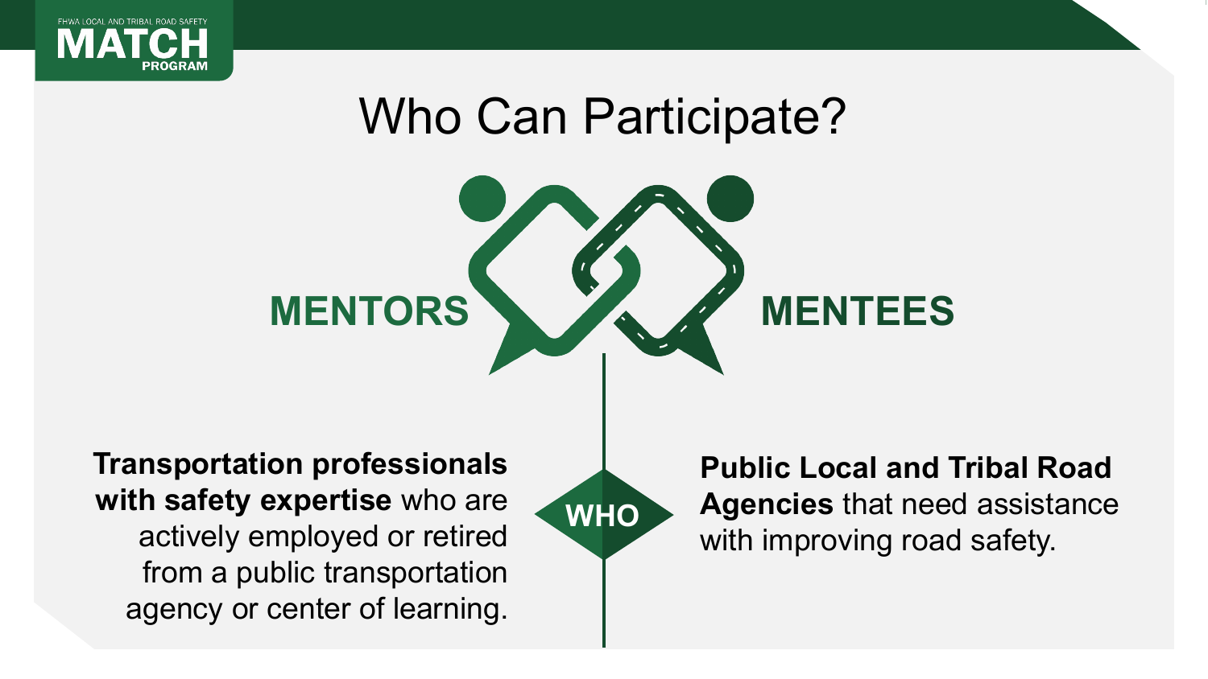# Who Can Participate?

## MENTORS

**Transportation professionals with safety expertise** who are actively employed or retired from a public transportation agency or center of learning.

**WHO**

## MENTEES

**Public Local and Tribal Road Agencies** that need assistance with improving road safety.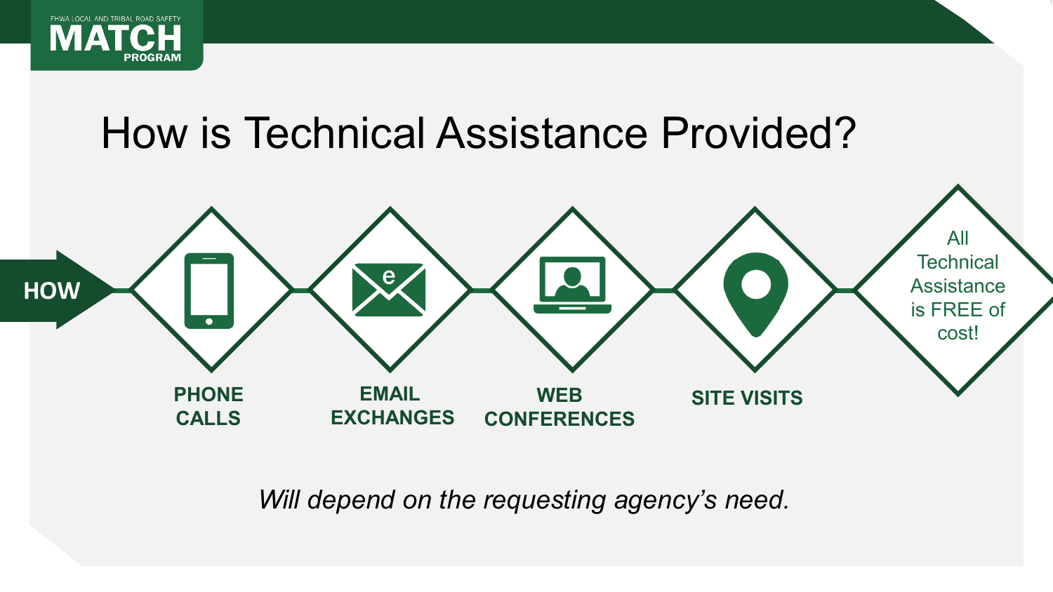FHWA LOCAL AND TRIBAL ROAD SAFETY **MATCH** PROGRAM

# How is Technical Assistance Provided?

**HOW**

- **PHONE CALLS**
- **EMAIL EXCHANGES**
- **WEB CONFERENCES**
- **SITE VISITS**

All Technical Assistance is FREE of cost!

*Will depend on the requesting agency's need.*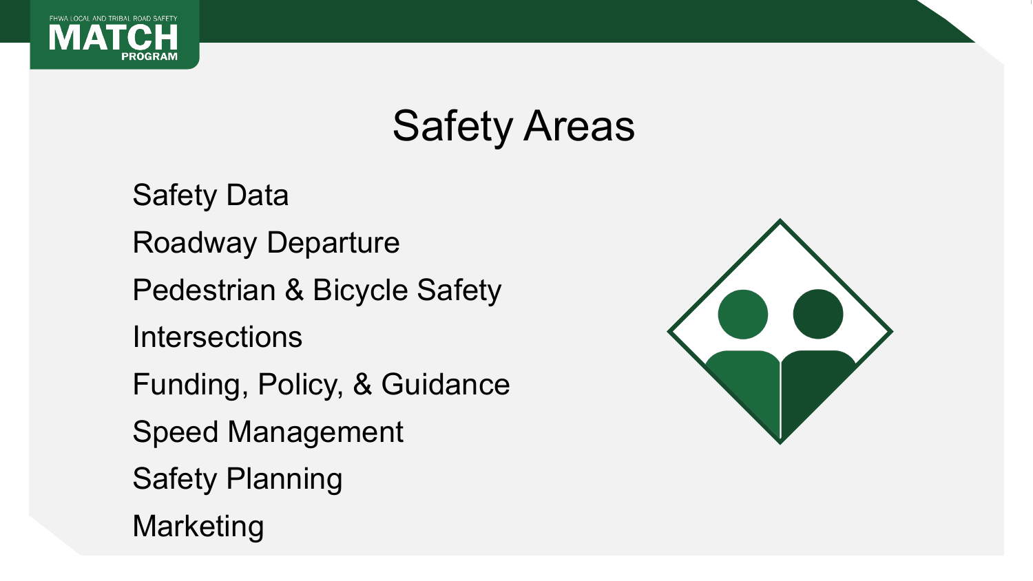# Safety Areas

- Safety Data
- Roadway Departure
- Pedestrian & Bicycle Safety
- Intersections
- Funding, Policy, & Guidance
- Speed Management
- Safety Planning
- Marketing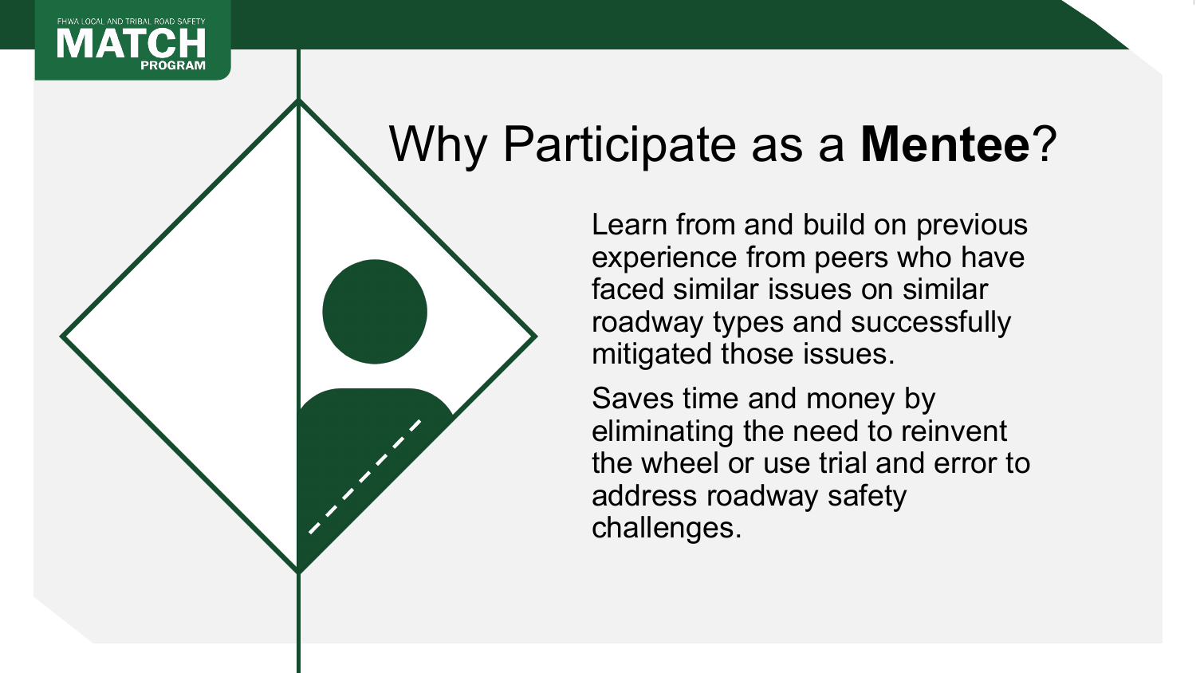# Why Participate as a **Mentee**?

Learn from and build on previous experience from peers who have faced similar issues on similar roadway types and successfully mitigated those issues.

Saves time and money by eliminating the need to reinvent the wheel or use trial and error to address roadway safety challenges.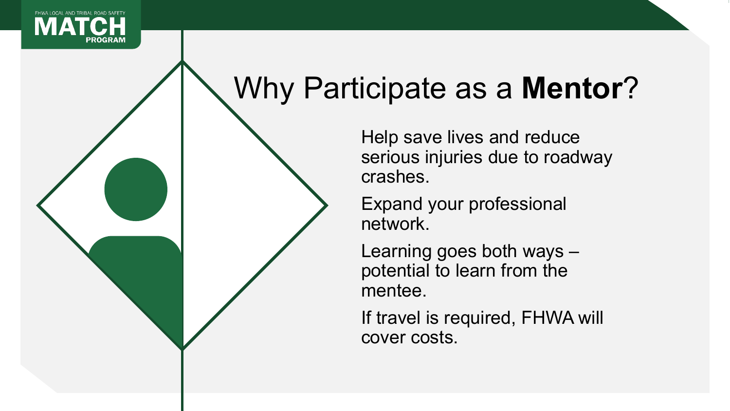# Why Participate as a **Mentor**?

Help save lives and reduce serious injuries due to roadway crashes.

Expand your professional network.

Learning goes both ways – potential to learn from the mentee.

If travel is required, FHWA will cover costs.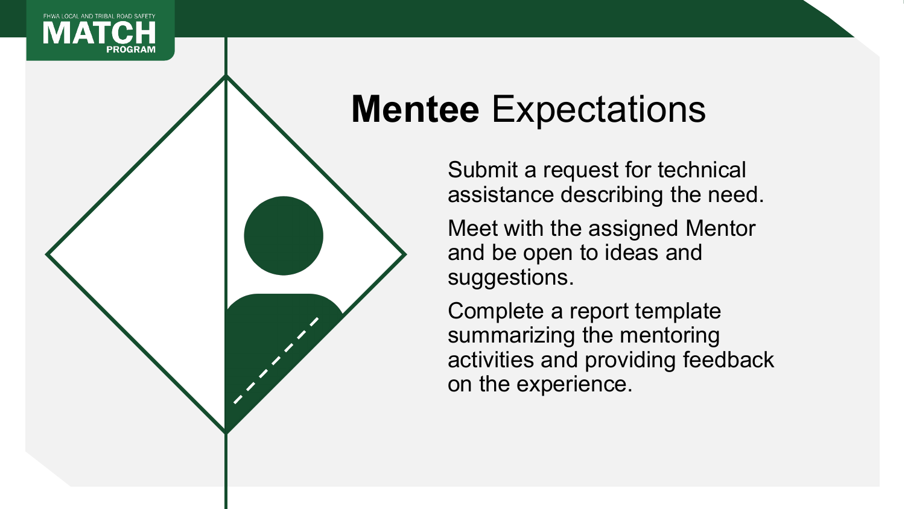# **Mentee** Expectations

Submit a request for technical assistance describing the need.

Meet with the assigned Mentor and be open to ideas and suggestions.

Complete a report template summarizing the mentoring activities and providing feedback on the experience.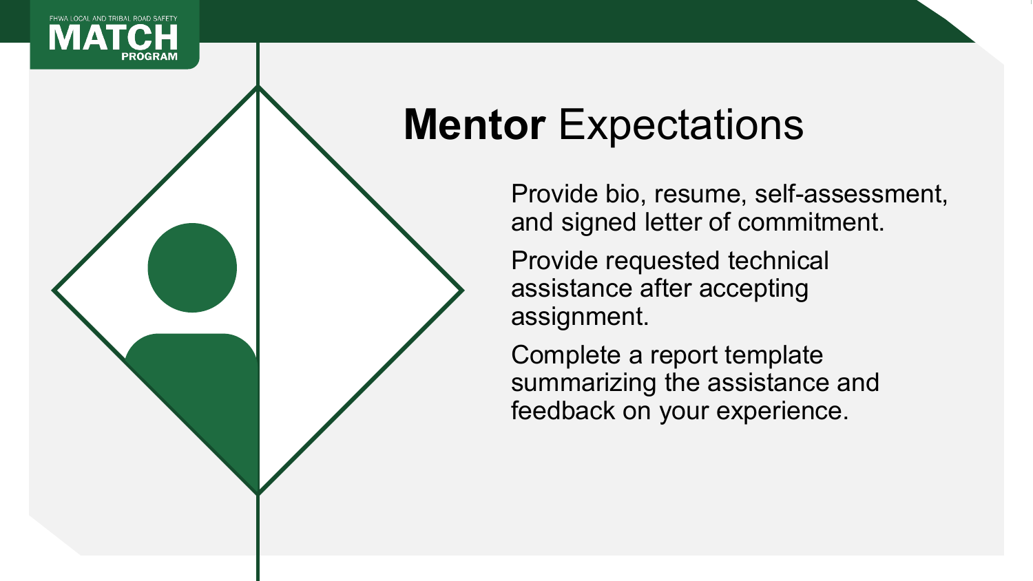# **Mentor** Expectations

Provide bio, resume, self-assessment, and signed letter of commitment.

Provide requested technical assistance after accepting assignment.

Complete a report template summarizing the assistance and feedback on your experience.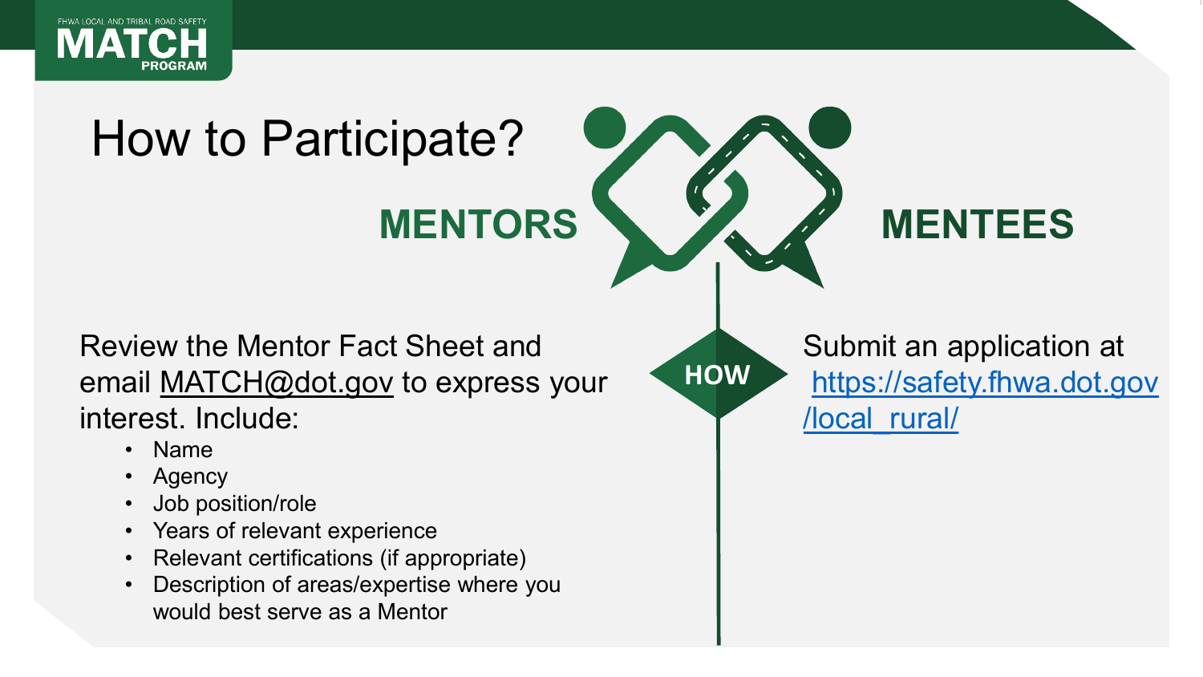FHWA LOCAL AND TRIBAL ROAD SAFETY MATCH PROGRAM

# How to Participate?

## MENTORS

Review the Mentor Fact Sheet and email MATCH@dot.gov to express your interest. Include:

- Name
- Agency
- Job position/role
- Years of relevant experience
- Relevant certifications (if appropriate)
- Description of areas/expertise where you would best serve as a Mentor

**HOW**

## MENTEES

Submit an application at https://safety.fhwa.dot.gov/local_rural/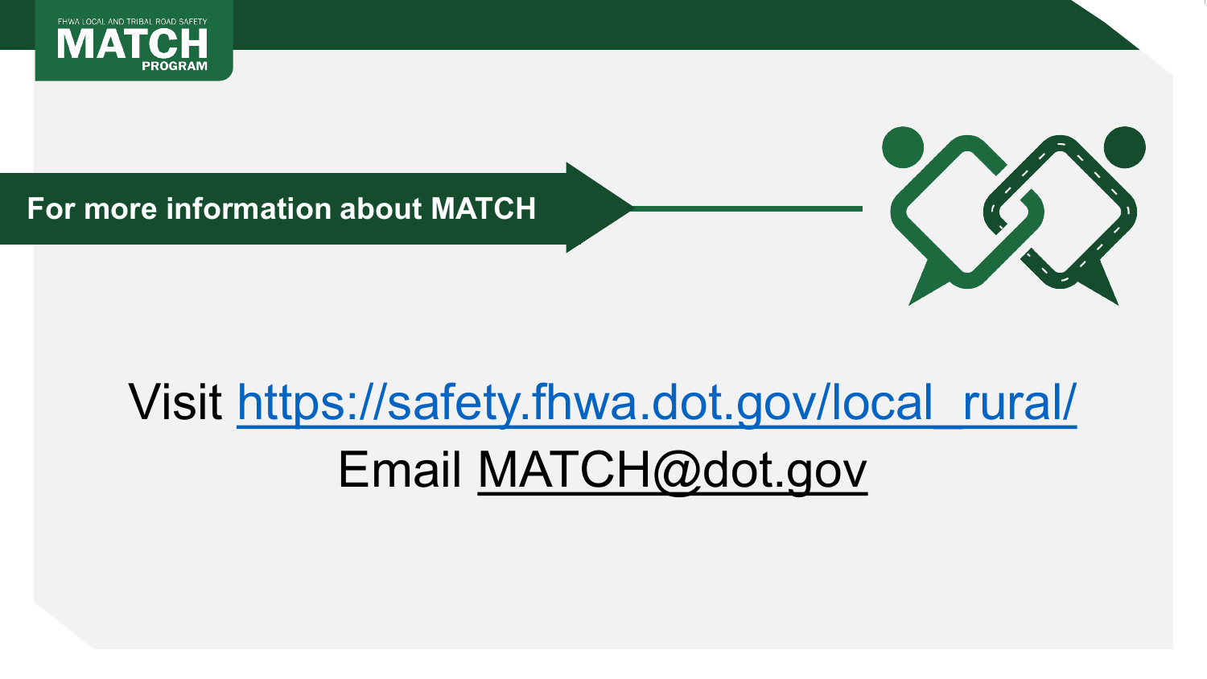FHWA LOCAL AND TRIBAL ROAD SAFETY

MATCH PROGRAM

## For more information about MATCH

Visit https://safety.fhwa.dot.gov/local_rural/

Email MATCH@dot.gov